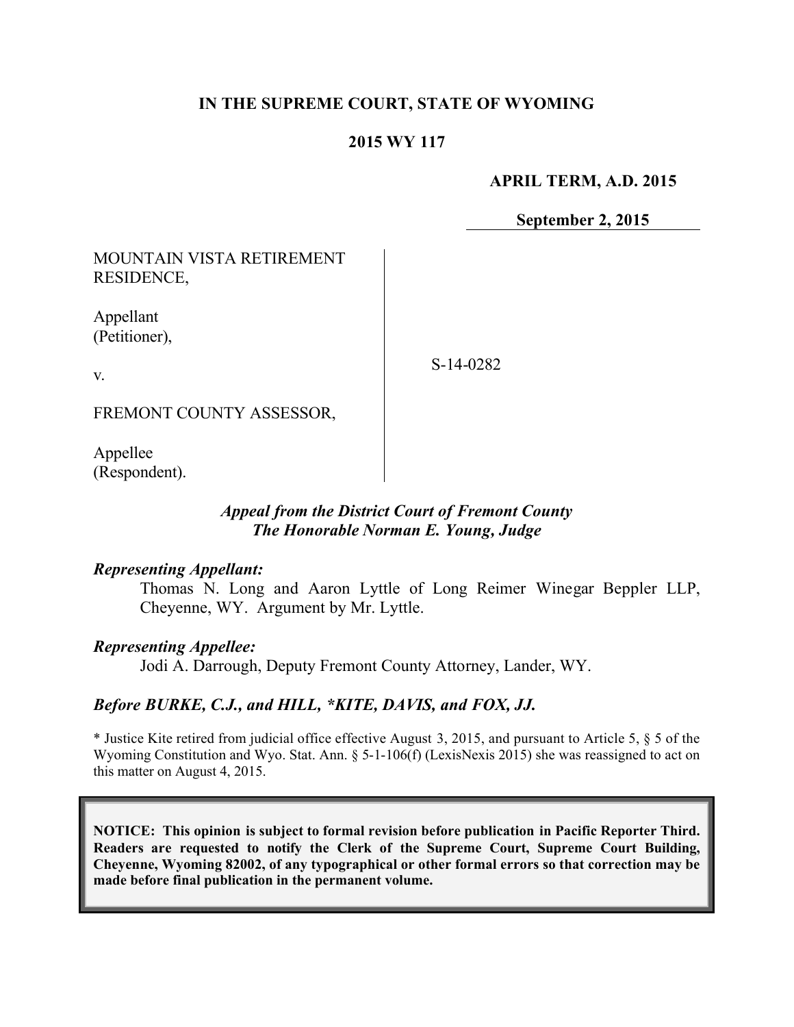**IN THE SUPREME COURT, STATE OF WYOMING**

**2015 WY 117**

**APRIL TERM, A.D. 2015**

**September 2, 2015**

MOUNTAIN VISTA RETIREMENT RESIDENCE,

Appellant
(Petitioner),

v.

FREMONT COUNTY ASSESSOR,

Appellee
(Respondent).

S-14-0282

***Appeal from the District Court of Fremont County***
***The Honorable Norman E. Young, Judge***

***Representing Appellant:***

Thomas N. Long and Aaron Lyttle of Long Reimer Winegar Beppler LLP, Cheyenne, WY. Argument by Mr. Lyttle.

***Representing Appellee:***

Jodi A. Darrough, Deputy Fremont County Attorney, Lander, WY.

***Before BURKE, C.J., and HILL, \*KITE, DAVIS, and FOX, JJ.***

\* Justice Kite retired from judicial office effective August 3, 2015, and pursuant to Article 5, § 5 of the Wyoming Constitution and Wyo. Stat. Ann. § 5-1-106(f) (LexisNexis 2015) she was reassigned to act on this matter on August 4, 2015.

**NOTICE: This opinion is subject to formal revision before publication in Pacific Reporter Third. Readers are requested to notify the Clerk of the Supreme Court, Supreme Court Building, Cheyenne, Wyoming 82002, of any typographical or other formal errors so that correction may be made before final publication in the permanent volume.**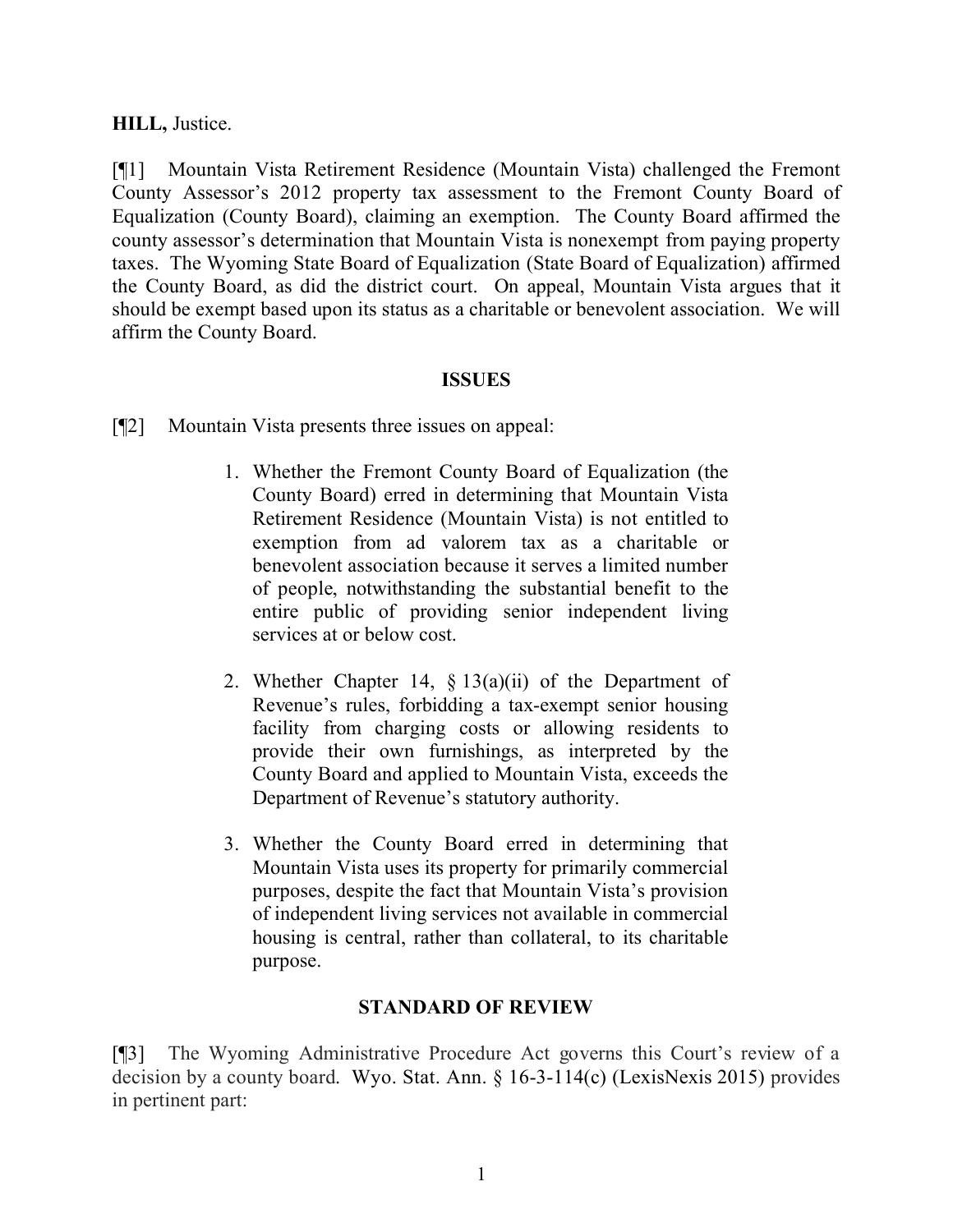**HILL,** Justice.

[¶1] Mountain Vista Retirement Residence (Mountain Vista) challenged the Fremont County Assessor's 2012 property tax assessment to the Fremont County Board of Equalization (County Board), claiming an exemption. The County Board affirmed the county assessor's determination that Mountain Vista is nonexempt from paying property taxes. The Wyoming State Board of Equalization (State Board of Equalization) affirmed the County Board, as did the district court. On appeal, Mountain Vista argues that it should be exempt based upon its status as a charitable or benevolent association. We will affirm the County Board.

## ISSUES

[¶2] Mountain Vista presents three issues on appeal:

> 1. Whether the Fremont County Board of Equalization (the County Board) erred in determining that Mountain Vista Retirement Residence (Mountain Vista) is not entitled to exemption from ad valorem tax as a charitable or benevolent association because it serves a limited number of people, notwithstanding the substantial benefit to the entire public of providing senior independent living services at or below cost.
>
> 2. Whether Chapter 14, § 13(a)(ii) of the Department of Revenue's rules, forbidding a tax-exempt senior housing facility from charging costs or allowing residents to provide their own furnishings, as interpreted by the County Board and applied to Mountain Vista, exceeds the Department of Revenue's statutory authority.
>
> 3. Whether the County Board erred in determining that Mountain Vista uses its property for primarily commercial purposes, despite the fact that Mountain Vista's provision of independent living services not available in commercial housing is central, rather than collateral, to its charitable purpose.

## STANDARD OF REVIEW

[¶3] The Wyoming Administrative Procedure Act governs this Court's review of a decision by a county board. Wyo. Stat. Ann. § 16-3-114(c) (LexisNexis 2015) provides in pertinent part: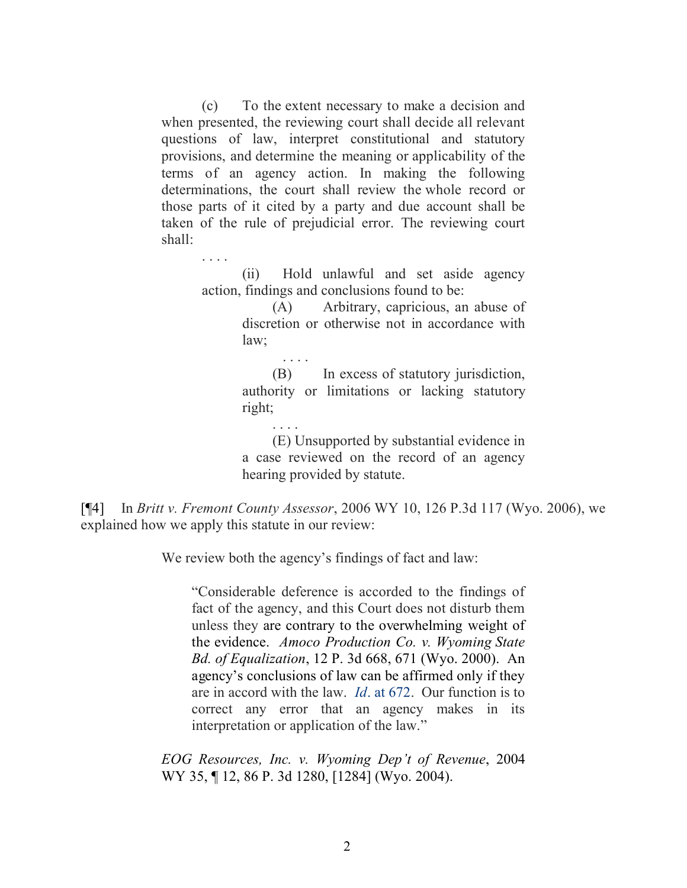> (c) To the extent necessary to make a decision and when presented, the reviewing court shall decide all relevant questions of law, interpret constitutional and statutory provisions, and determine the meaning or applicability of the terms of an agency action. In making the following determinations, the court shall review the whole record or those parts of it cited by a party and due account shall be taken of the rule of prejudicial error. The reviewing court shall:
>
> . . . .
>
> (ii) Hold unlawful and set aside agency action, findings and conclusions found to be:
>
> (A) Arbitrary, capricious, an abuse of discretion or otherwise not in accordance with law;
>
> . . . .
>
> (B) In excess of statutory jurisdiction, authority or limitations or lacking statutory right;
>
> . . . .
>
> (E) Unsupported by substantial evidence in a case reviewed on the record of an agency hearing provided by statute.

[¶4] In *Britt v. Fremont County Assessor*, 2006 WY 10, 126 P.3d 117 (Wyo. 2006), we explained how we apply this statute in our review:

> We review both the agency's findings of fact and law:
>
> > "Considerable deference is accorded to the findings of fact of the agency, and this Court does not disturb them unless they are contrary to the overwhelming weight of the evidence. *Amoco Production Co. v. Wyoming State Bd. of Equalization*, 12 P. 3d 668, 671 (Wyo. 2000). An agency's conclusions of law can be affirmed only if they are in accord with the law. *Id*. at 672. Our function is to correct any error that an agency makes in its interpretation or application of the law."
>
> *EOG Resources, Inc. v. Wyoming Dep't of Revenue*, 2004 WY 35, ¶ 12, 86 P. 3d 1280, [1284] (Wyo. 2004).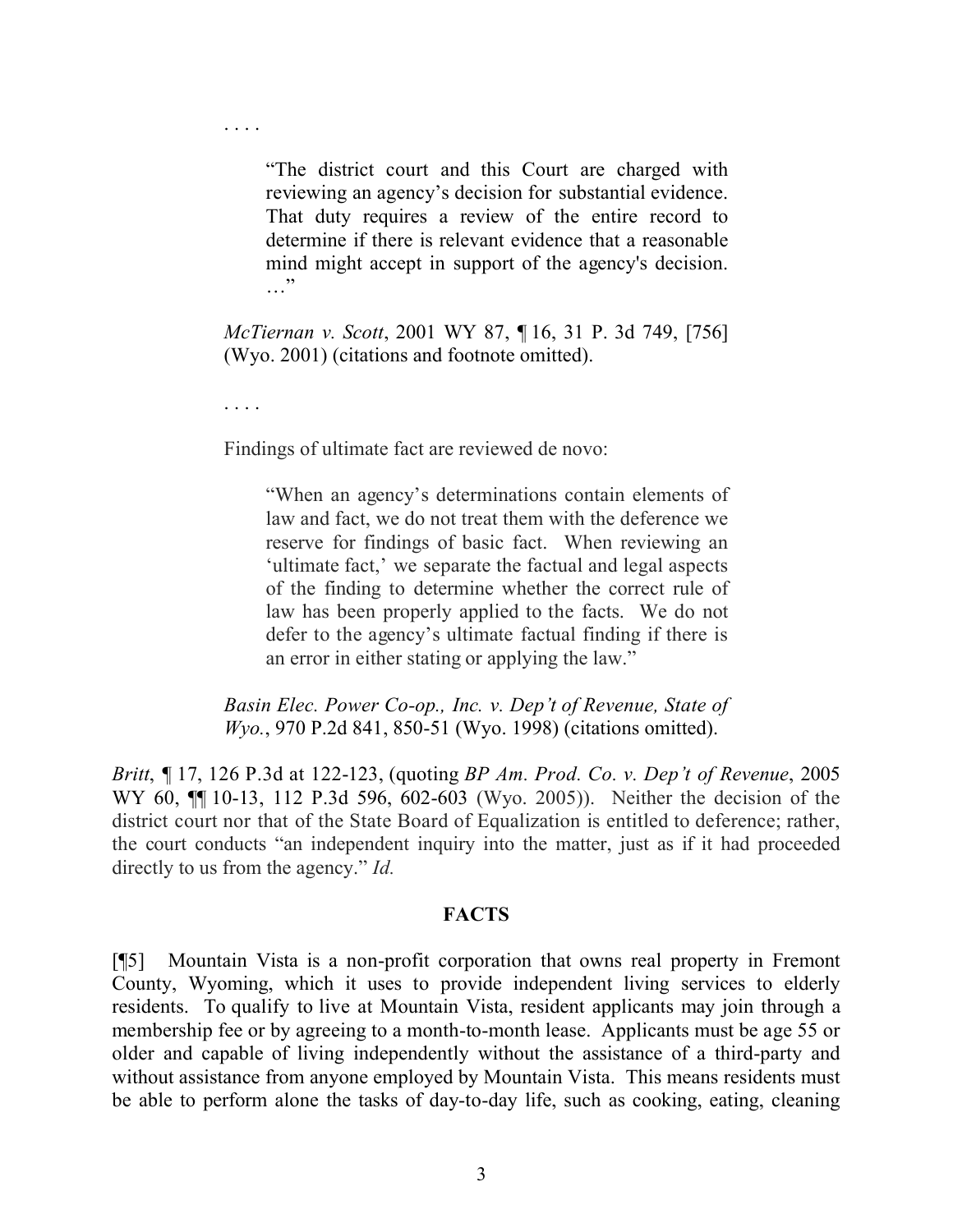. . . .

> "The district court and this Court are charged with reviewing an agency's decision for substantial evidence. That duty requires a review of the entire record to determine if there is relevant evidence that a reasonable mind might accept in support of the agency's decision. …"

> *McTiernan v. Scott*, 2001 WY 87, ¶ 16, 31 P. 3d 749, [756] (Wyo. 2001) (citations and footnote omitted).

> . . . .

> Findings of ultimate fact are reviewed de novo:

> > "When an agency's determinations contain elements of law and fact, we do not treat them with the deference we reserve for findings of basic fact. When reviewing an 'ultimate fact,' we separate the factual and legal aspects of the finding to determine whether the correct rule of law has been properly applied to the facts. We do not defer to the agency's ultimate factual finding if there is an error in either stating or applying the law."

> *Basin Elec. Power Co-op., Inc. v. Dep't of Revenue, State of Wyo.*, 970 P.2d 841, 850-51 (Wyo. 1998) (citations omitted).

*Britt*, ¶ 17, 126 P.3d at 122-123, (quoting *BP Am. Prod. Co. v. Dep't of Revenue*, 2005 WY 60, ¶¶ 10-13, 112 P.3d 596, 602-603 (Wyo. 2005)). Neither the decision of the district court nor that of the State Board of Equalization is entitled to deference; rather, the court conducts "an independent inquiry into the matter, just as if it had proceeded directly to us from the agency." *Id.*

## FACTS

[¶5] Mountain Vista is a non-profit corporation that owns real property in Fremont County, Wyoming, which it uses to provide independent living services to elderly residents. To qualify to live at Mountain Vista, resident applicants may join through a membership fee or by agreeing to a month-to-month lease. Applicants must be age 55 or older and capable of living independently without the assistance of a third-party and without assistance from anyone employed by Mountain Vista. This means residents must be able to perform alone the tasks of day-to-day life, such as cooking, eating, cleaning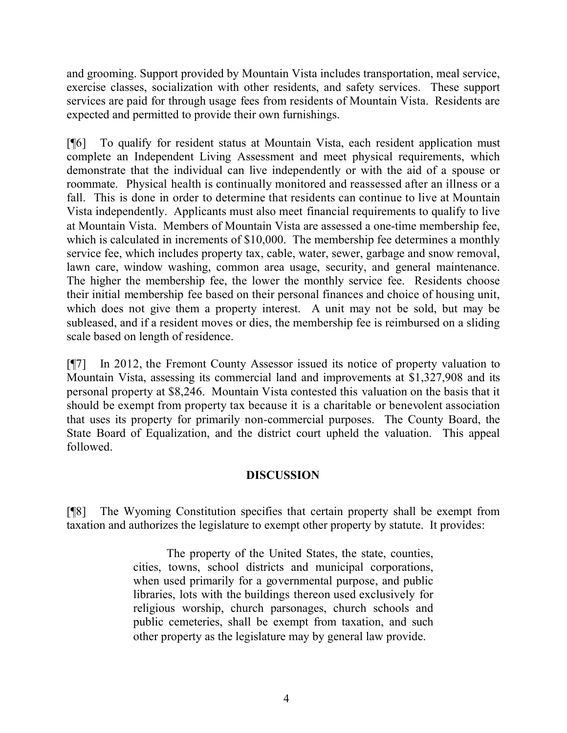and grooming. Support provided by Mountain Vista includes transportation, meal service, exercise classes, socialization with other residents, and safety services. These support services are paid for through usage fees from residents of Mountain Vista. Residents are expected and permitted to provide their own furnishings.

[¶6] To qualify for resident status at Mountain Vista, each resident application must complete an Independent Living Assessment and meet physical requirements, which demonstrate that the individual can live independently or with the aid of a spouse or roommate. Physical health is continually monitored and reassessed after an illness or a fall. This is done in order to determine that residents can continue to live at Mountain Vista independently. Applicants must also meet financial requirements to qualify to live at Mountain Vista. Members of Mountain Vista are assessed a one-time membership fee, which is calculated in increments of $10,000. The membership fee determines a monthly service fee, which includes property tax, cable, water, sewer, garbage and snow removal, lawn care, window washing, common area usage, security, and general maintenance. The higher the membership fee, the lower the monthly service fee. Residents choose their initial membership fee based on their personal finances and choice of housing unit, which does not give them a property interest. A unit may not be sold, but may be subleased, and if a resident moves or dies, the membership fee is reimbursed on a sliding scale based on length of residence.

[¶7] In 2012, the Fremont County Assessor issued its notice of property valuation to Mountain Vista, assessing its commercial land and improvements at $1,327,908 and its personal property at $8,246. Mountain Vista contested this valuation on the basis that it should be exempt from property tax because it is a charitable or benevolent association that uses its property for primarily non-commercial purposes. The County Board, the State Board of Equalization, and the district court upheld the valuation. This appeal followed.

## DISCUSSION

[¶8] The Wyoming Constitution specifies that certain property shall be exempt from taxation and authorizes the legislature to exempt other property by statute. It provides:

> The property of the United States, the state, counties, cities, towns, school districts and municipal corporations, when used primarily for a governmental purpose, and public libraries, lots with the buildings thereon used exclusively for religious worship, church parsonages, church schools and public cemeteries, shall be exempt from taxation, and such other property as the legislature may by general law provide.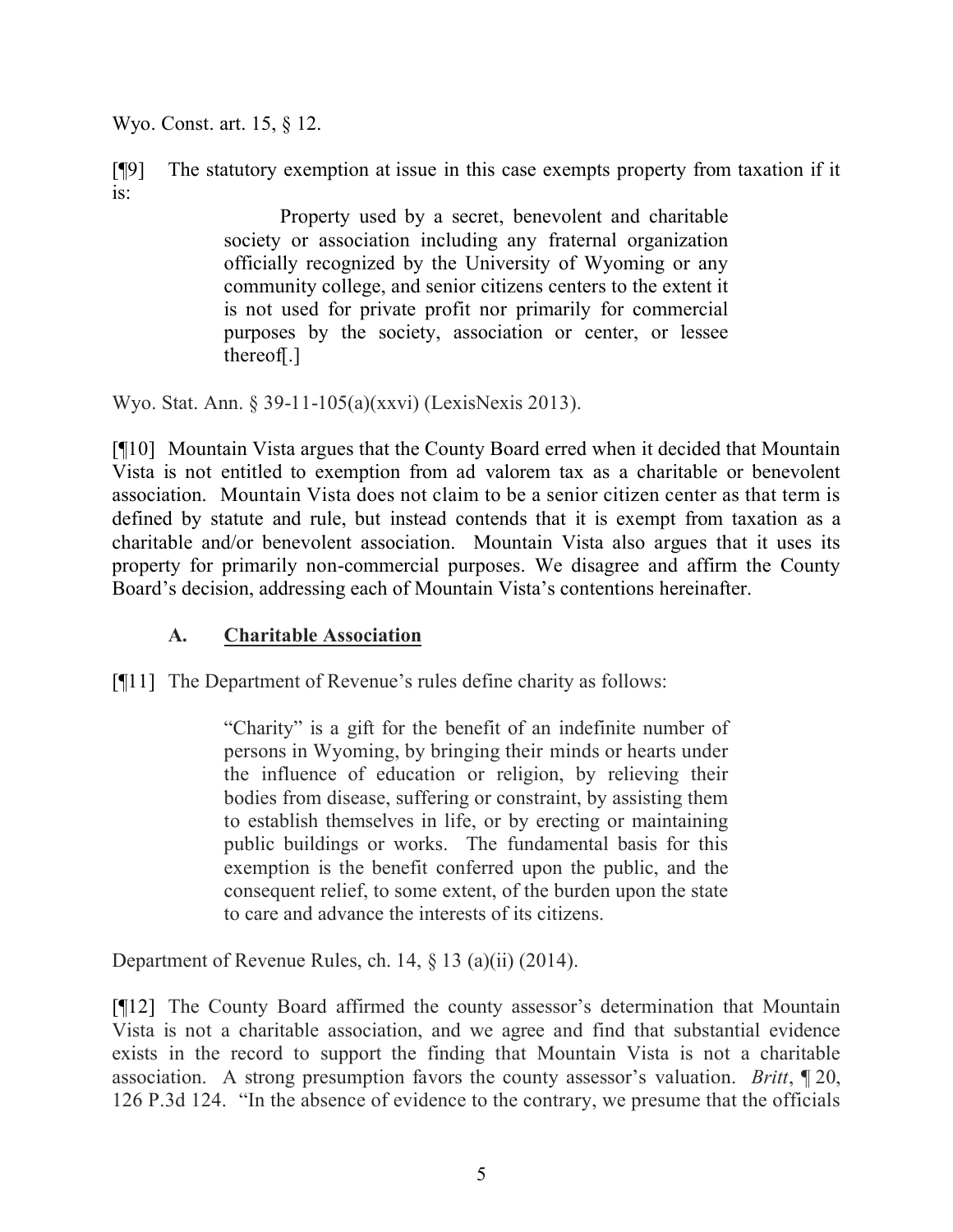Wyo. Const. art. 15, § 12.

[¶9] The statutory exemption at issue in this case exempts property from taxation if it is:

> Property used by a secret, benevolent and charitable society or association including any fraternal organization officially recognized by the University of Wyoming or any community college, and senior citizens centers to the extent it is not used for private profit nor primarily for commercial purposes by the society, association or center, or lessee thereof[.]

Wyo. Stat. Ann. § 39-11-105(a)(xxvi) (LexisNexis 2013).

[¶10] Mountain Vista argues that the County Board erred when it decided that Mountain Vista is not entitled to exemption from ad valorem tax as a charitable or benevolent association. Mountain Vista does not claim to be a senior citizen center as that term is defined by statute and rule, but instead contends that it is exempt from taxation as a charitable and/or benevolent association. Mountain Vista also argues that it uses its property for primarily non-commercial purposes. We disagree and affirm the County Board's decision, addressing each of Mountain Vista's contentions hereinafter.

### A. Charitable Association

[¶11] The Department of Revenue's rules define charity as follows:

> "Charity" is a gift for the benefit of an indefinite number of persons in Wyoming, by bringing their minds or hearts under the influence of education or religion, by relieving their bodies from disease, suffering or constraint, by assisting them to establish themselves in life, or by erecting or maintaining public buildings or works. The fundamental basis for this exemption is the benefit conferred upon the public, and the consequent relief, to some extent, of the burden upon the state to care and advance the interests of its citizens.

Department of Revenue Rules, ch. 14, § 13 (a)(ii) (2014).

[¶12] The County Board affirmed the county assessor's determination that Mountain Vista is not a charitable association, and we agree and find that substantial evidence exists in the record to support the finding that Mountain Vista is not a charitable association. A strong presumption favors the county assessor's valuation. *Britt*, ¶ 20, 126 P.3d 124. "In the absence of evidence to the contrary, we presume that the officials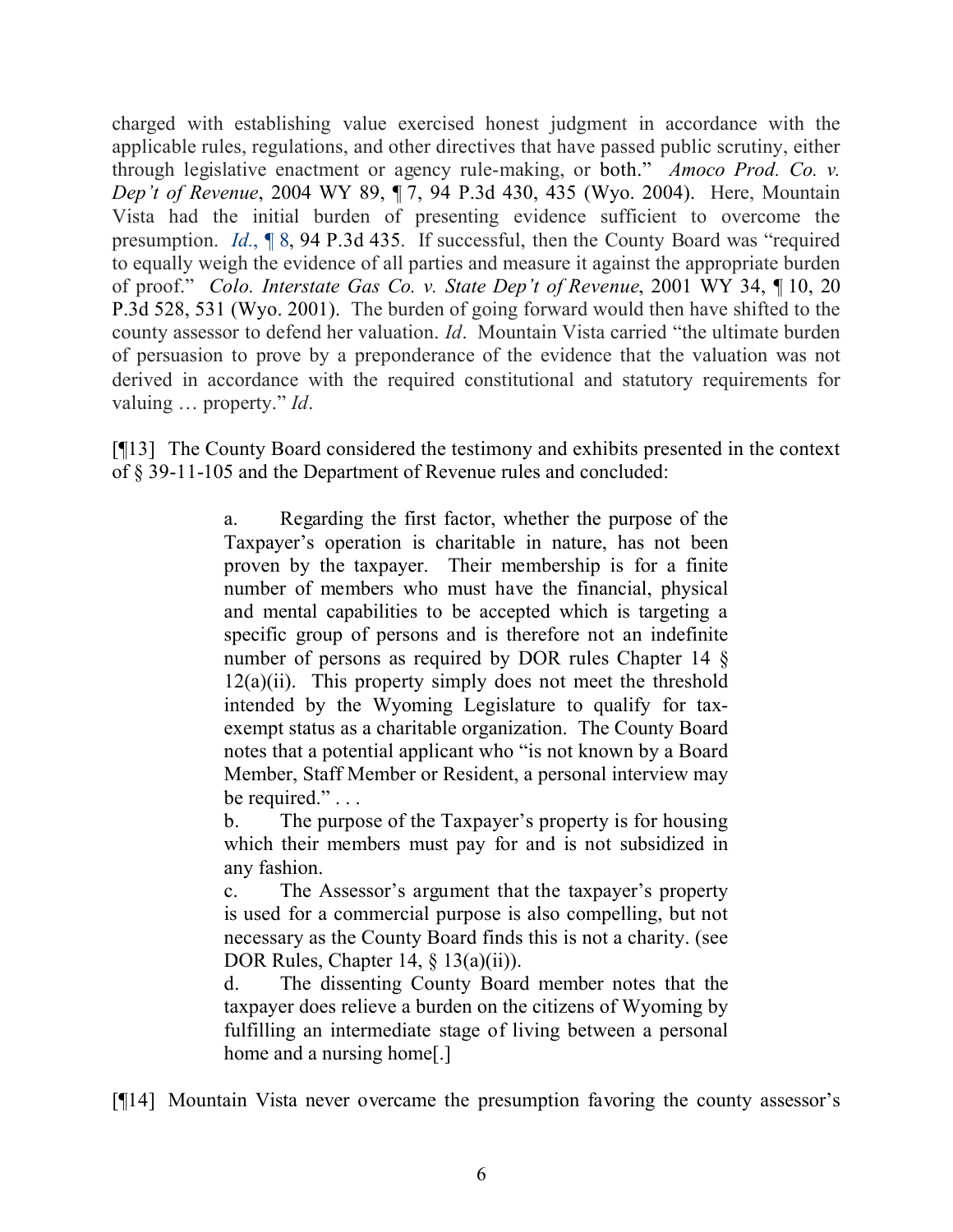charged with establishing value exercised honest judgment in accordance with the applicable rules, regulations, and other directives that have passed public scrutiny, either through legislative enactment or agency rule-making, or both." *Amoco Prod. Co. v. Dep't of Revenue*, 2004 WY 89, ¶ 7, 94 P.3d 430, 435 (Wyo. 2004). Here, Mountain Vista had the initial burden of presenting evidence sufficient to overcome the presumption. *Id.*, ¶ 8, 94 P.3d 435. If successful, then the County Board was "required to equally weigh the evidence of all parties and measure it against the appropriate burden of proof." *Colo. Interstate Gas Co. v. State Dep't of Revenue*, 2001 WY 34, ¶ 10, 20 P.3d 528, 531 (Wyo. 2001). The burden of going forward would then have shifted to the county assessor to defend her valuation. *Id*. Mountain Vista carried "the ultimate burden of persuasion to prove by a preponderance of the evidence that the valuation was not derived in accordance with the required constitutional and statutory requirements for valuing … property." *Id*.

[¶13] The County Board considered the testimony and exhibits presented in the context of § 39-11-105 and the Department of Revenue rules and concluded:

> a. Regarding the first factor, whether the purpose of the Taxpayer's operation is charitable in nature, has not been proven by the taxpayer. Their membership is for a finite number of members who must have the financial, physical and mental capabilities to be accepted which is targeting a specific group of persons and is therefore not an indefinite number of persons as required by DOR rules Chapter 14 § 12(a)(ii). This property simply does not meet the threshold intended by the Wyoming Legislature to qualify for tax-exempt status as a charitable organization. The County Board notes that a potential applicant who "is not known by a Board Member, Staff Member or Resident, a personal interview may be required." . . .
>
> b. The purpose of the Taxpayer's property is for housing which their members must pay for and is not subsidized in any fashion.
>
> c. The Assessor's argument that the taxpayer's property is used for a commercial purpose is also compelling, but not necessary as the County Board finds this is not a charity. (see DOR Rules, Chapter 14, § 13(a)(ii)).
>
> d. The dissenting County Board member notes that the taxpayer does relieve a burden on the citizens of Wyoming by fulfilling an intermediate stage of living between a personal home and a nursing home[.]

[¶14] Mountain Vista never overcame the presumption favoring the county assessor's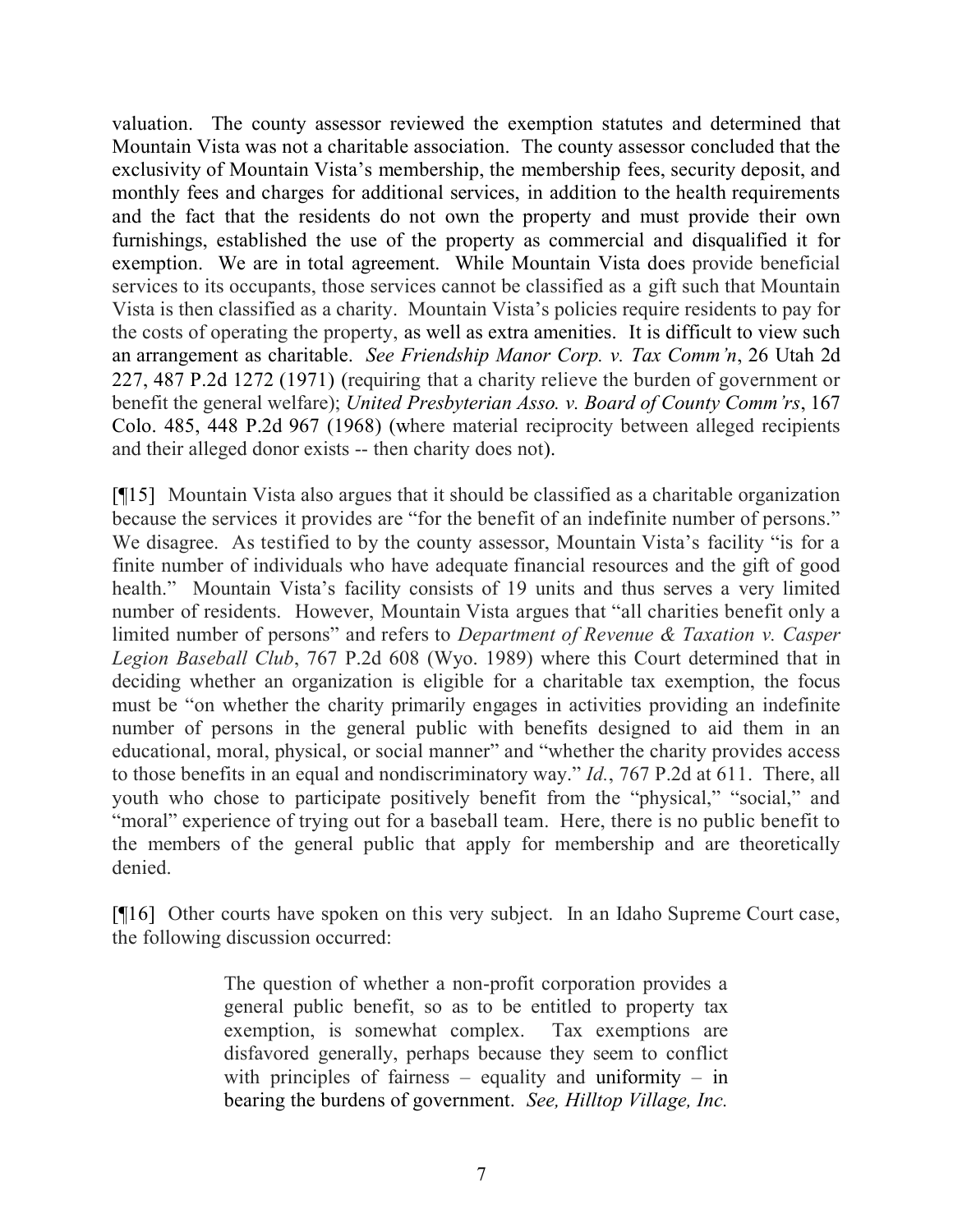valuation. The county assessor reviewed the exemption statutes and determined that Mountain Vista was not a charitable association. The county assessor concluded that the exclusivity of Mountain Vista's membership, the membership fees, security deposit, and monthly fees and charges for additional services, in addition to the health requirements and the fact that the residents do not own the property and must provide their own furnishings, established the use of the property as commercial and disqualified it for exemption. We are in total agreement. While Mountain Vista does provide beneficial services to its occupants, those services cannot be classified as a gift such that Mountain Vista is then classified as a charity. Mountain Vista's policies require residents to pay for the costs of operating the property, as well as extra amenities. It is difficult to view such an arrangement as charitable. *See Friendship Manor Corp. v. Tax Comm'n*, 26 Utah 2d 227, 487 P.2d 1272 (1971) (requiring that a charity relieve the burden of government or benefit the general welfare); *United Presbyterian Asso. v. Board of County Comm'rs*, 167 Colo. 485, 448 P.2d 967 (1968) (where material reciprocity between alleged recipients and their alleged donor exists -- then charity does not).

[¶15] Mountain Vista also argues that it should be classified as a charitable organization because the services it provides are "for the benefit of an indefinite number of persons." We disagree. As testified to by the county assessor, Mountain Vista's facility "is for a finite number of individuals who have adequate financial resources and the gift of good health." Mountain Vista's facility consists of 19 units and thus serves a very limited number of residents. However, Mountain Vista argues that "all charities benefit only a limited number of persons" and refers to *Department of Revenue & Taxation v. Casper Legion Baseball Club*, 767 P.2d 608 (Wyo. 1989) where this Court determined that in deciding whether an organization is eligible for a charitable tax exemption, the focus must be "on whether the charity primarily engages in activities providing an indefinite number of persons in the general public with benefits designed to aid them in an educational, moral, physical, or social manner" and "whether the charity provides access to those benefits in an equal and nondiscriminatory way." *Id.*, 767 P.2d at 611. There, all youth who chose to participate positively benefit from the "physical," "social," and "moral" experience of trying out for a baseball team. Here, there is no public benefit to the members of the general public that apply for membership and are theoretically denied.

[¶16] Other courts have spoken on this very subject. In an Idaho Supreme Court case, the following discussion occurred:

> The question of whether a non-profit corporation provides a general public benefit, so as to be entitled to property tax exemption, is somewhat complex. Tax exemptions are disfavored generally, perhaps because they seem to conflict with principles of fairness – equality and uniformity – in bearing the burdens of government. *See, Hilltop Village, Inc.*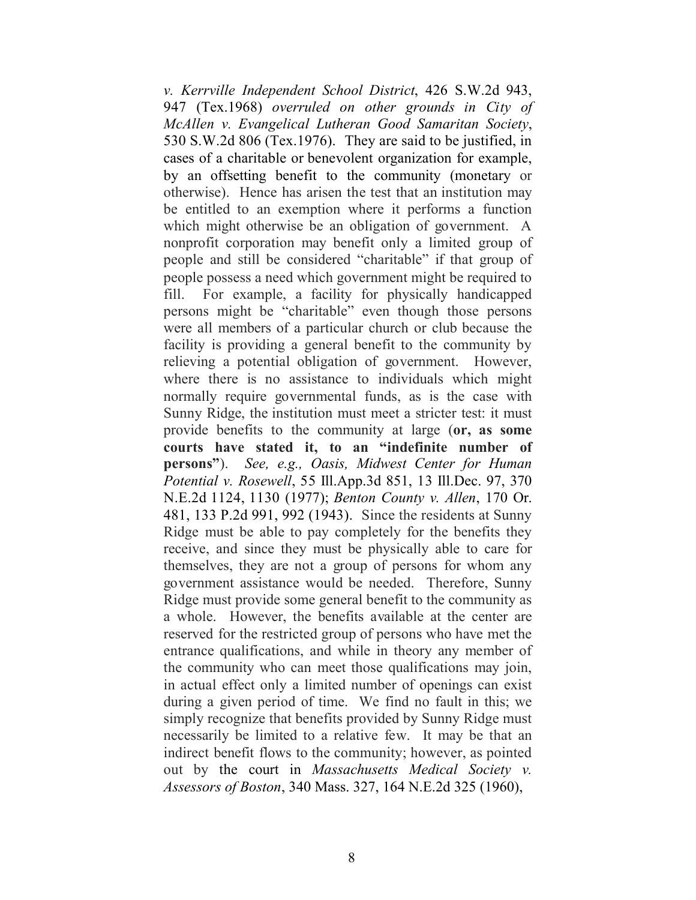*v. Kerrville Independent School District*, 426 S.W.2d 943, 947 (Tex.1968) *overruled on other grounds in City of McAllen v. Evangelical Lutheran Good Samaritan Society*, 530 S.W.2d 806 (Tex.1976). They are said to be justified, in cases of a charitable or benevolent organization for example, by an offsetting benefit to the community (monetary or otherwise). Hence has arisen the test that an institution may be entitled to an exemption where it performs a function which might otherwise be an obligation of government. A nonprofit corporation may benefit only a limited group of people and still be considered "charitable" if that group of people possess a need which government might be required to fill. For example, a facility for physically handicapped persons might be "charitable" even though those persons were all members of a particular church or club because the facility is providing a general benefit to the community by relieving a potential obligation of government. However, where there is no assistance to individuals which might normally require governmental funds, as is the case with Sunny Ridge, the institution must meet a stricter test: it must provide benefits to the community at large (**or, as some courts have stated it, to an "indefinite number of persons"**). *See, e.g., Oasis, Midwest Center for Human Potential v. Rosewell*, 55 Ill.App.3d 851, 13 Ill.Dec. 97, 370 N.E.2d 1124, 1130 (1977); *Benton County v. Allen*, 170 Or. 481, 133 P.2d 991, 992 (1943). Since the residents at Sunny Ridge must be able to pay completely for the benefits they receive, and since they must be physically able to care for themselves, they are not a group of persons for whom any government assistance would be needed. Therefore, Sunny Ridge must provide some general benefit to the community as a whole. However, the benefits available at the center are reserved for the restricted group of persons who have met the entrance qualifications, and while in theory any member of the community who can meet those qualifications may join, in actual effect only a limited number of openings can exist during a given period of time. We find no fault in this; we simply recognize that benefits provided by Sunny Ridge must necessarily be limited to a relative few. It may be that an indirect benefit flows to the community; however, as pointed out by the court in *Massachusetts Medical Society v. Assessors of Boston*, 340 Mass. 327, 164 N.E.2d 325 (1960),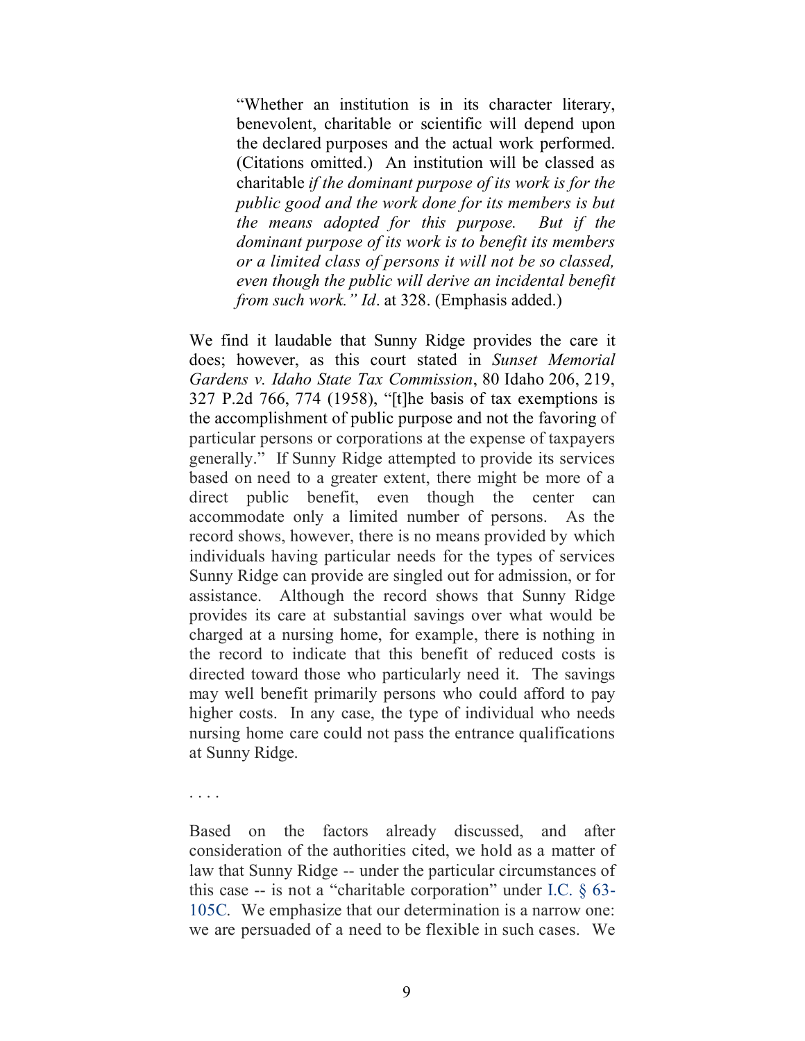> "Whether an institution is in its character literary, benevolent, charitable or scientific will depend upon the declared purposes and the actual work performed. (Citations omitted.) An institution will be classed as charitable *if the dominant purpose of its work is for the public good and the work done for its members is but the means adopted for this purpose. But if the dominant purpose of its work is to benefit its members or a limited class of persons it will not be so classed, even though the public will derive an incidental benefit from such work." Id*. at 328. (Emphasis added.)
>
> We find it laudable that Sunny Ridge provides the care it does; however, as this court stated in *Sunset Memorial Gardens v. Idaho State Tax Commission*, 80 Idaho 206, 219, 327 P.2d 766, 774 (1958), "[t]he basis of tax exemptions is the accomplishment of public purpose and not the favoring of particular persons or corporations at the expense of taxpayers generally." If Sunny Ridge attempted to provide its services based on need to a greater extent, there might be more of a direct public benefit, even though the center can accommodate only a limited number of persons. As the record shows, however, there is no means provided by which individuals having particular needs for the types of services Sunny Ridge can provide are singled out for admission, or for assistance. Although the record shows that Sunny Ridge provides its care at substantial savings over what would be charged at a nursing home, for example, there is nothing in the record to indicate that this benefit of reduced costs is directed toward those who particularly need it. The savings may well benefit primarily persons who could afford to pay higher costs. In any case, the type of individual who needs nursing home care could not pass the entrance qualifications at Sunny Ridge.
>
> . . . .
>
> Based on the factors already discussed, and after consideration of the authorities cited, we hold as a matter of law that Sunny Ridge -- under the particular circumstances of this case -- is not a "charitable corporation" under I.C. § 63-105C. We emphasize that our determination is a narrow one: we are persuaded of a need to be flexible in such cases. We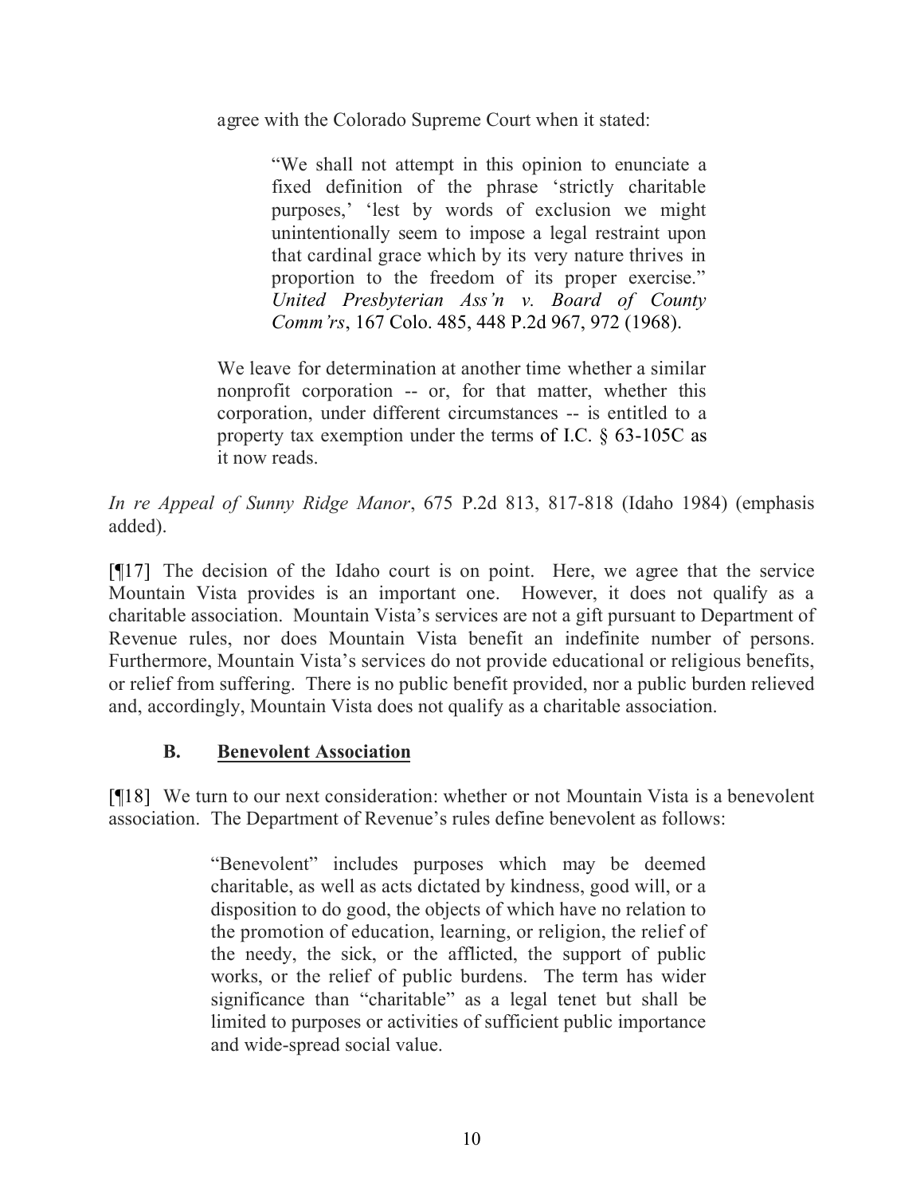agree with the Colorado Supreme Court when it stated:

> > "We shall not attempt in this opinion to enunciate a fixed definition of the phrase 'strictly charitable purposes,' 'lest by words of exclusion we might unintentionally seem to impose a legal restraint upon that cardinal grace which by its very nature thrives in proportion to the freedom of its proper exercise." *United Presbyterian Ass'n v. Board of County Comm'rs*, 167 Colo. 485, 448 P.2d 967, 972 (1968).
>
> We leave for determination at another time whether a similar nonprofit corporation -- or, for that matter, whether this corporation, under different circumstances -- is entitled to a property tax exemption under the terms of I.C. § 63-105C as it now reads.

*In re Appeal of Sunny Ridge Manor*, 675 P.2d 813, 817-818 (Idaho 1984) (emphasis added).

[¶17] The decision of the Idaho court is on point. Here, we agree that the service Mountain Vista provides is an important one. However, it does not qualify as a charitable association. Mountain Vista's services are not a gift pursuant to Department of Revenue rules, nor does Mountain Vista benefit an indefinite number of persons. Furthermore, Mountain Vista's services do not provide educational or religious benefits, or relief from suffering. There is no public benefit provided, nor a public burden relieved and, accordingly, Mountain Vista does not qualify as a charitable association.

### B. Benevolent Association

[¶18] We turn to our next consideration: whether or not Mountain Vista is a benevolent association. The Department of Revenue's rules define benevolent as follows:

> "Benevolent" includes purposes which may be deemed charitable, as well as acts dictated by kindness, good will, or a disposition to do good, the objects of which have no relation to the promotion of education, learning, or religion, the relief of the needy, the sick, or the afflicted, the support of public works, or the relief of public burdens. The term has wider significance than "charitable" as a legal tenet but shall be limited to purposes or activities of sufficient public importance and wide-spread social value.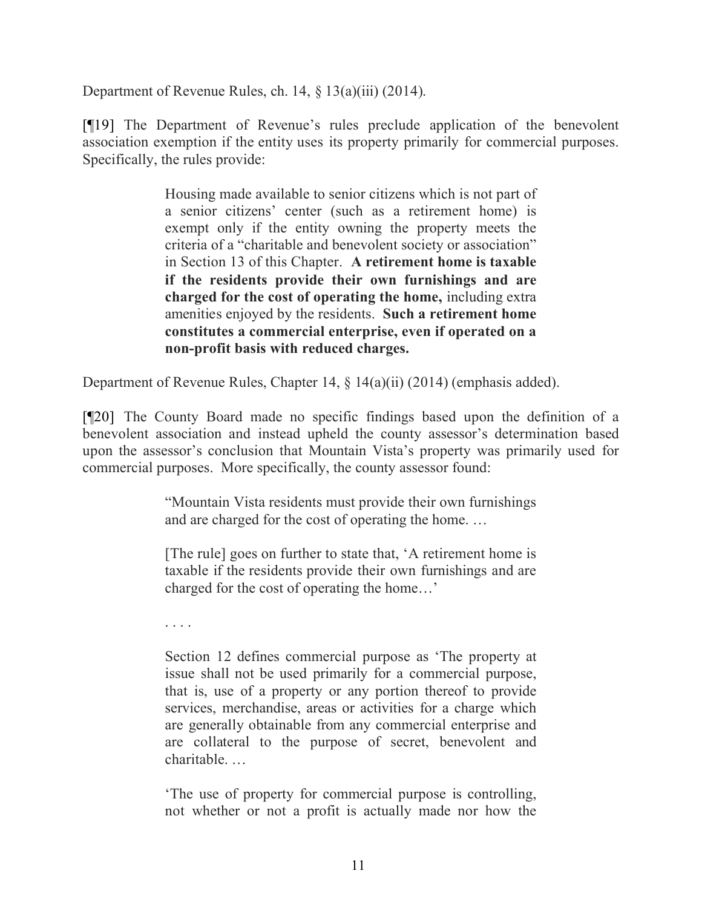Department of Revenue Rules, ch. 14, § 13(a)(iii) (2014).

[¶19] The Department of Revenue's rules preclude application of the benevolent association exemption if the entity uses its property primarily for commercial purposes. Specifically, the rules provide:

> Housing made available to senior citizens which is not part of a senior citizens' center (such as a retirement home) is exempt only if the entity owning the property meets the criteria of a "charitable and benevolent society or association" in Section 13 of this Chapter. **A retirement home is taxable if the residents provide their own furnishings and are charged for the cost of operating the home,** including extra amenities enjoyed by the residents. **Such a retirement home constitutes a commercial enterprise, even if operated on a non-profit basis with reduced charges.**

Department of Revenue Rules, Chapter 14, § 14(a)(ii) (2014) (emphasis added).

[¶20] The County Board made no specific findings based upon the definition of a benevolent association and instead upheld the county assessor's determination based upon the assessor's conclusion that Mountain Vista's property was primarily used for commercial purposes. More specifically, the county assessor found:

> "Mountain Vista residents must provide their own furnishings and are charged for the cost of operating the home. …
>
> [The rule] goes on further to state that, 'A retirement home is taxable if the residents provide their own furnishings and are charged for the cost of operating the home…'
>
> . . . .
>
> Section 12 defines commercial purpose as 'The property at issue shall not be used primarily for a commercial purpose, that is, use of a property or any portion thereof to provide services, merchandise, areas or activities for a charge which are generally obtainable from any commercial enterprise and are collateral to the purpose of secret, benevolent and charitable. …
>
> 'The use of property for commercial purpose is controlling, not whether or not a profit is actually made nor how the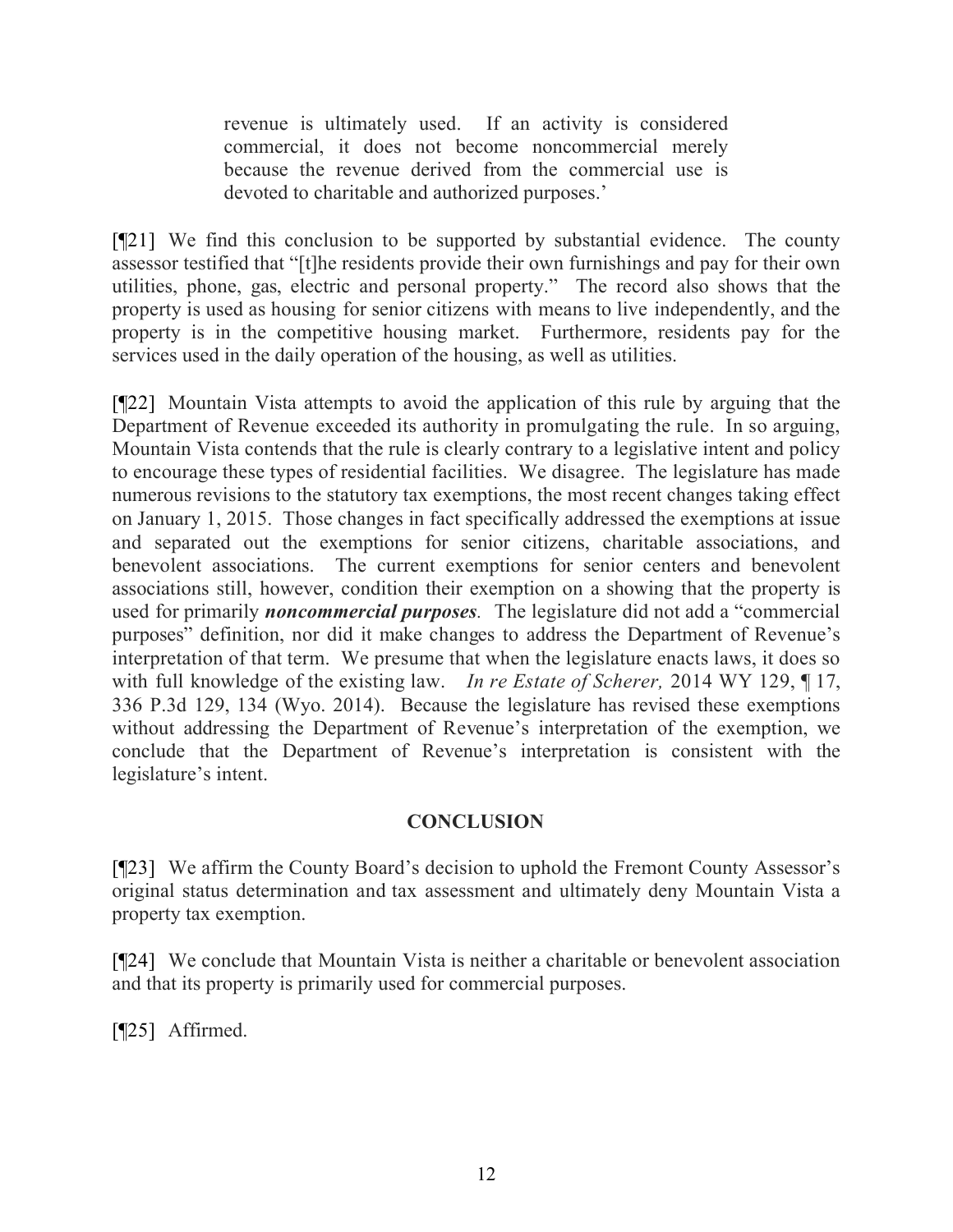> revenue is ultimately used. If an activity is considered commercial, it does not become noncommercial merely because the revenue derived from the commercial use is devoted to charitable and authorized purposes.'

[¶21] We find this conclusion to be supported by substantial evidence. The county assessor testified that "[t]he residents provide their own furnishings and pay for their own utilities, phone, gas, electric and personal property." The record also shows that the property is used as housing for senior citizens with means to live independently, and the property is in the competitive housing market. Furthermore, residents pay for the services used in the daily operation of the housing, as well as utilities.

[¶22] Mountain Vista attempts to avoid the application of this rule by arguing that the Department of Revenue exceeded its authority in promulgating the rule. In so arguing, Mountain Vista contends that the rule is clearly contrary to a legislative intent and policy to encourage these types of residential facilities. We disagree. The legislature has made numerous revisions to the statutory tax exemptions, the most recent changes taking effect on January 1, 2015. Those changes in fact specifically addressed the exemptions at issue and separated out the exemptions for senior citizens, charitable associations, and benevolent associations. The current exemptions for senior centers and benevolent associations still, however, condition their exemption on a showing that the property is used for primarily ***noncommercial purposes***. The legislature did not add a "commercial purposes" definition, nor did it make changes to address the Department of Revenue's interpretation of that term. We presume that when the legislature enacts laws, it does so with full knowledge of the existing law. *In re Estate of Scherer,* 2014 WY 129, ¶ 17, 336 P.3d 129, 134 (Wyo. 2014). Because the legislature has revised these exemptions without addressing the Department of Revenue's interpretation of the exemption, we conclude that the Department of Revenue's interpretation is consistent with the legislature's intent.

## CONCLUSION

[¶23] We affirm the County Board's decision to uphold the Fremont County Assessor's original status determination and tax assessment and ultimately deny Mountain Vista a property tax exemption.

[¶24] We conclude that Mountain Vista is neither a charitable or benevolent association and that its property is primarily used for commercial purposes.

[¶25] Affirmed.